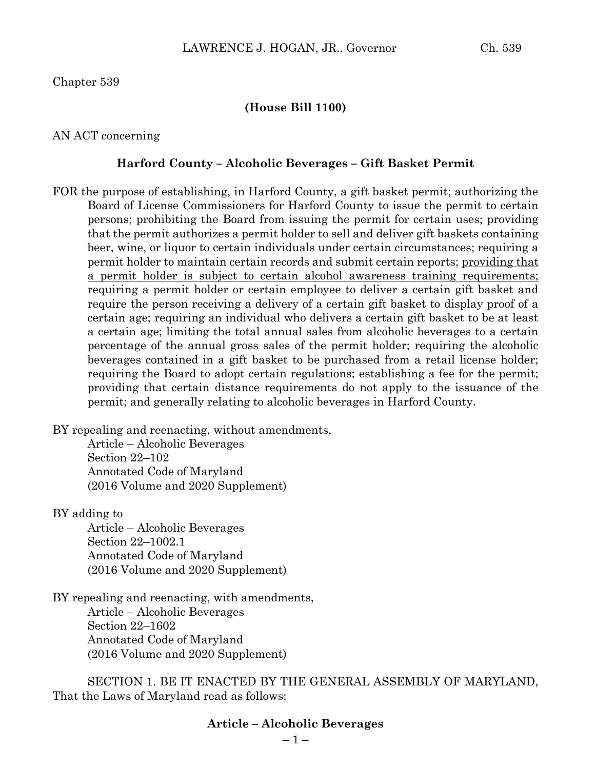Chapter 539

**(House Bill 1100)**

AN ACT concerning

**Harford County – Alcoholic Beverages – Gift Basket Permit**

FOR the purpose of establishing, in Harford County, a gift basket permit; authorizing the Board of License Commissioners for Harford County to issue the permit to certain persons; prohibiting the Board from issuing the permit for certain uses; providing that the permit authorizes a permit holder to sell and deliver gift baskets containing beer, wine, or liquor to certain individuals under certain circumstances; requiring a permit holder to maintain certain records and submit certain reports; <u>providing that a permit holder is subject to certain alcohol awareness training requirements;</u> requiring a permit holder or certain employee to deliver a certain gift basket and require the person receiving a delivery of a certain gift basket to display proof of a certain age; requiring an individual who delivers a certain gift basket to be at least a certain age; limiting the total annual sales from alcoholic beverages to a certain percentage of the annual gross sales of the permit holder; requiring the alcoholic beverages contained in a gift basket to be purchased from a retail license holder; requiring the Board to adopt certain regulations; establishing a fee for the permit; providing that certain distance requirements do not apply to the issuance of the permit; and generally relating to alcoholic beverages in Harford County.

BY repealing and reenacting, without amendments,
Article – Alcoholic Beverages
Section 22–102
Annotated Code of Maryland
(2016 Volume and 2020 Supplement)

BY adding to
Article – Alcoholic Beverages
Section 22–1002.1
Annotated Code of Maryland
(2016 Volume and 2020 Supplement)

BY repealing and reenacting, with amendments,
Article – Alcoholic Beverages
Section 22–1602
Annotated Code of Maryland
(2016 Volume and 2020 Supplement)

SECTION 1. BE IT ENACTED BY THE GENERAL ASSEMBLY OF MARYLAND, That the Laws of Maryland read as follows:

**Article – Alcoholic Beverages**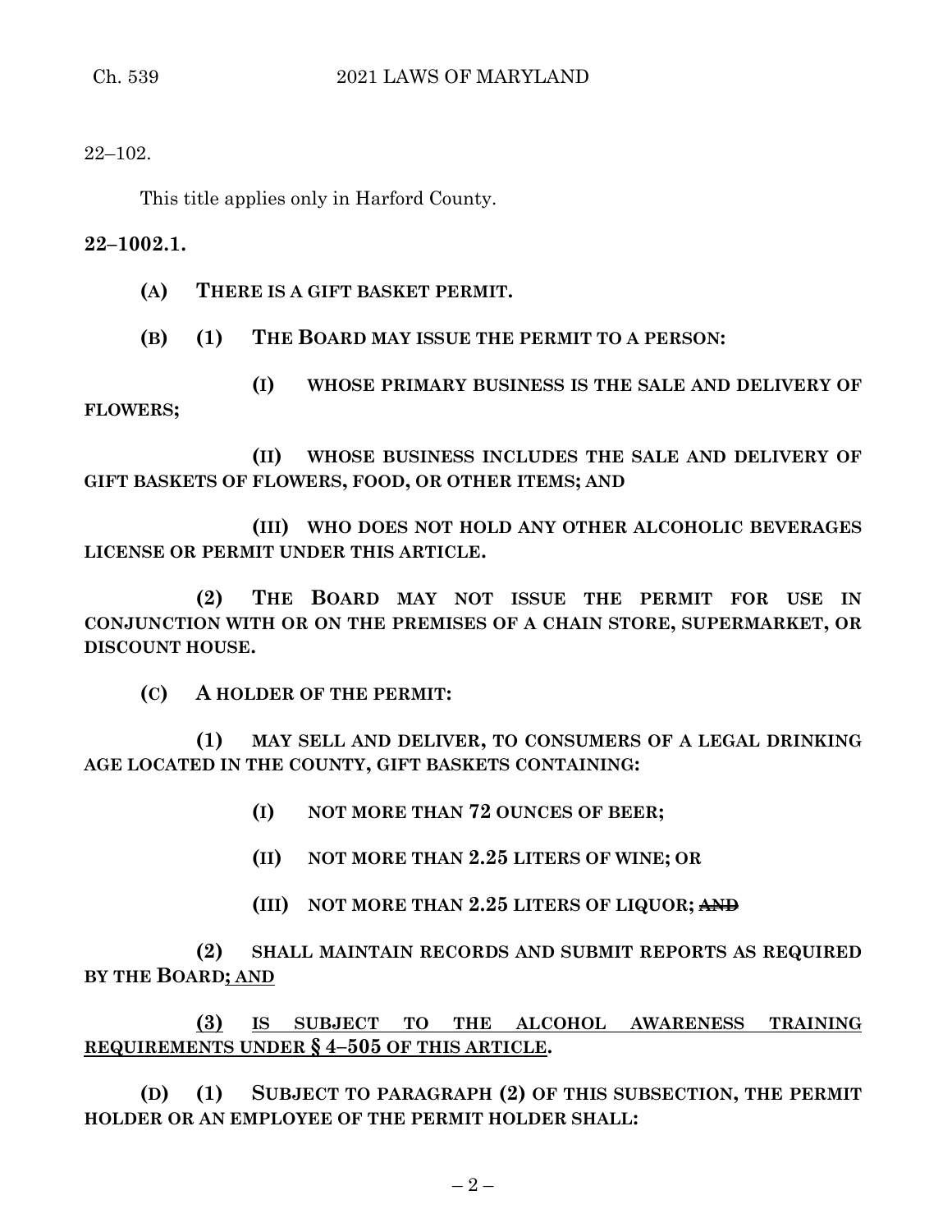22–102.

This title applies only in Harford County.

**22–1002.1.**

**(A) THERE IS A GIFT BASKET PERMIT.**

**(B) (1) THE BOARD MAY ISSUE THE PERMIT TO A PERSON:**

**(I) WHOSE PRIMARY BUSINESS IS THE SALE AND DELIVERY OF FLOWERS;**

**(II) WHOSE BUSINESS INCLUDES THE SALE AND DELIVERY OF GIFT BASKETS OF FLOWERS, FOOD, OR OTHER ITEMS; AND**

**(III) WHO DOES NOT HOLD ANY OTHER ALCOHOLIC BEVERAGES LICENSE OR PERMIT UNDER THIS ARTICLE.**

**(2) THE BOARD MAY NOT ISSUE THE PERMIT FOR USE IN CONJUNCTION WITH OR ON THE PREMISES OF A CHAIN STORE, SUPERMARKET, OR DISCOUNT HOUSE.**

**(C) A HOLDER OF THE PERMIT:**

**(1) MAY SELL AND DELIVER, TO CONSUMERS OF A LEGAL DRINKING AGE LOCATED IN THE COUNTY, GIFT BASKETS CONTAINING:**

**(I) NOT MORE THAN 72 OUNCES OF BEER;**

**(II) NOT MORE THAN 2.25 LITERS OF WINE; OR**

**(III) NOT MORE THAN 2.25 LITERS OF LIQUOR; ~~AND~~**

**(2) SHALL MAINTAIN RECORDS AND SUBMIT REPORTS AS REQUIRED BY THE BOARD; AND**

**(3) IS SUBJECT TO THE ALCOHOL AWARENESS TRAINING REQUIREMENTS UNDER § 4–505 OF THIS ARTICLE.**

**(D) (1) SUBJECT TO PARAGRAPH (2) OF THIS SUBSECTION, THE PERMIT HOLDER OR AN EMPLOYEE OF THE PERMIT HOLDER SHALL:**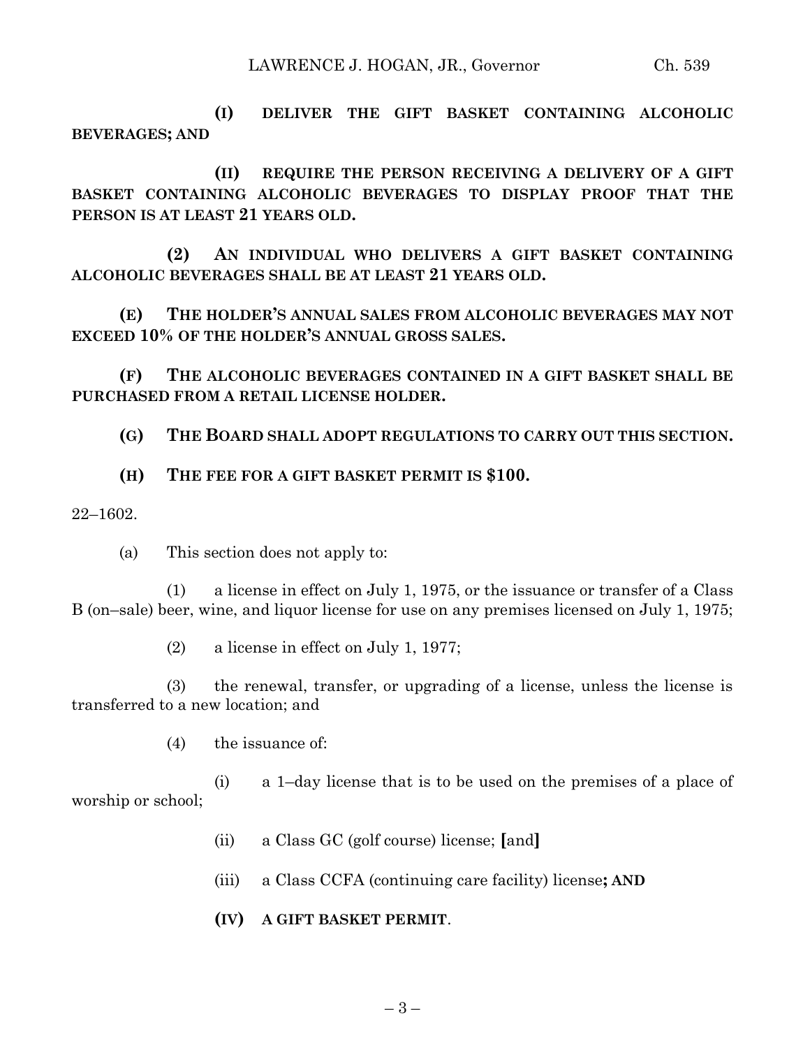**(I) DELIVER THE GIFT BASKET CONTAINING ALCOHOLIC BEVERAGES; AND**

**(II) REQUIRE THE PERSON RECEIVING A DELIVERY OF A GIFT BASKET CONTAINING ALCOHOLIC BEVERAGES TO DISPLAY PROOF THAT THE PERSON IS AT LEAST 21 YEARS OLD.**

**(2) AN INDIVIDUAL WHO DELIVERS A GIFT BASKET CONTAINING ALCOHOLIC BEVERAGES SHALL BE AT LEAST 21 YEARS OLD.**

**(E) THE HOLDER'S ANNUAL SALES FROM ALCOHOLIC BEVERAGES MAY NOT EXCEED 10% OF THE HOLDER'S ANNUAL GROSS SALES.**

**(F) THE ALCOHOLIC BEVERAGES CONTAINED IN A GIFT BASKET SHALL BE PURCHASED FROM A RETAIL LICENSE HOLDER.**

**(G) THE BOARD SHALL ADOPT REGULATIONS TO CARRY OUT THIS SECTION.**

**(H) THE FEE FOR A GIFT BASKET PERMIT IS $100.**

22–1602.

(a) This section does not apply to:

(1) a license in effect on July 1, 1975, or the issuance or transfer of a Class B (on–sale) beer, wine, and liquor license for use on any premises licensed on July 1, 1975;

(2) a license in effect on July 1, 1977;

(3) the renewal, transfer, or upgrading of a license, unless the license is transferred to a new location; and

(4) the issuance of:

(i) a 1–day license that is to be used on the premises of a place of worship or school;

(ii) a Class GC (golf course) license; **[**and**]**

(iii) a Class CCFA (continuing care facility) license**; AND**

**(IV) A GIFT BASKET PERMIT**.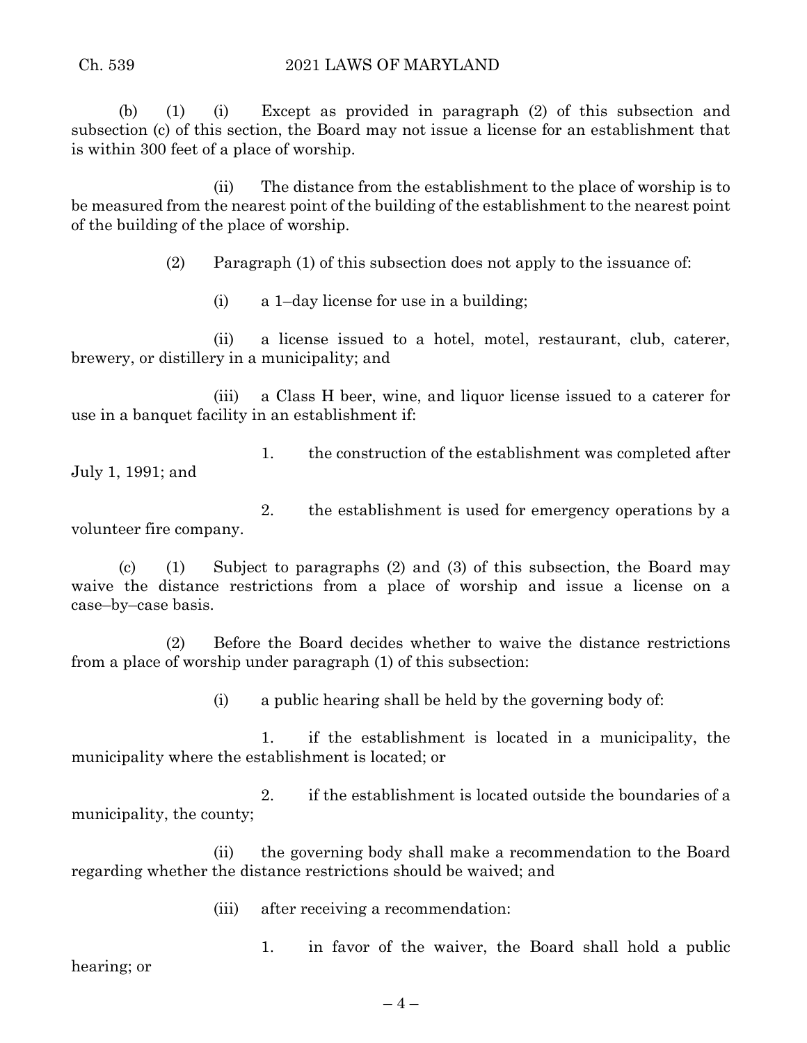(b) (1) (i) Except as provided in paragraph (2) of this subsection and subsection (c) of this section, the Board may not issue a license for an establishment that is within 300 feet of a place of worship.

(ii) The distance from the establishment to the place of worship is to be measured from the nearest point of the building of the establishment to the nearest point of the building of the place of worship.

(2) Paragraph (1) of this subsection does not apply to the issuance of:

(i) a 1–day license for use in a building;

(ii) a license issued to a hotel, motel, restaurant, club, caterer, brewery, or distillery in a municipality; and

(iii) a Class H beer, wine, and liquor license issued to a caterer for use in a banquet facility in an establishment if:

1. the construction of the establishment was completed after July 1, 1991; and

2. the establishment is used for emergency operations by a volunteer fire company.

(c) (1) Subject to paragraphs (2) and (3) of this subsection, the Board may waive the distance restrictions from a place of worship and issue a license on a case–by–case basis.

(2) Before the Board decides whether to waive the distance restrictions from a place of worship under paragraph (1) of this subsection:

(i) a public hearing shall be held by the governing body of:

1. if the establishment is located in a municipality, the municipality where the establishment is located; or

2. if the establishment is located outside the boundaries of a municipality, the county;

(ii) the governing body shall make a recommendation to the Board regarding whether the distance restrictions should be waived; and

(iii) after receiving a recommendation:

1. in favor of the waiver, the Board shall hold a public hearing; or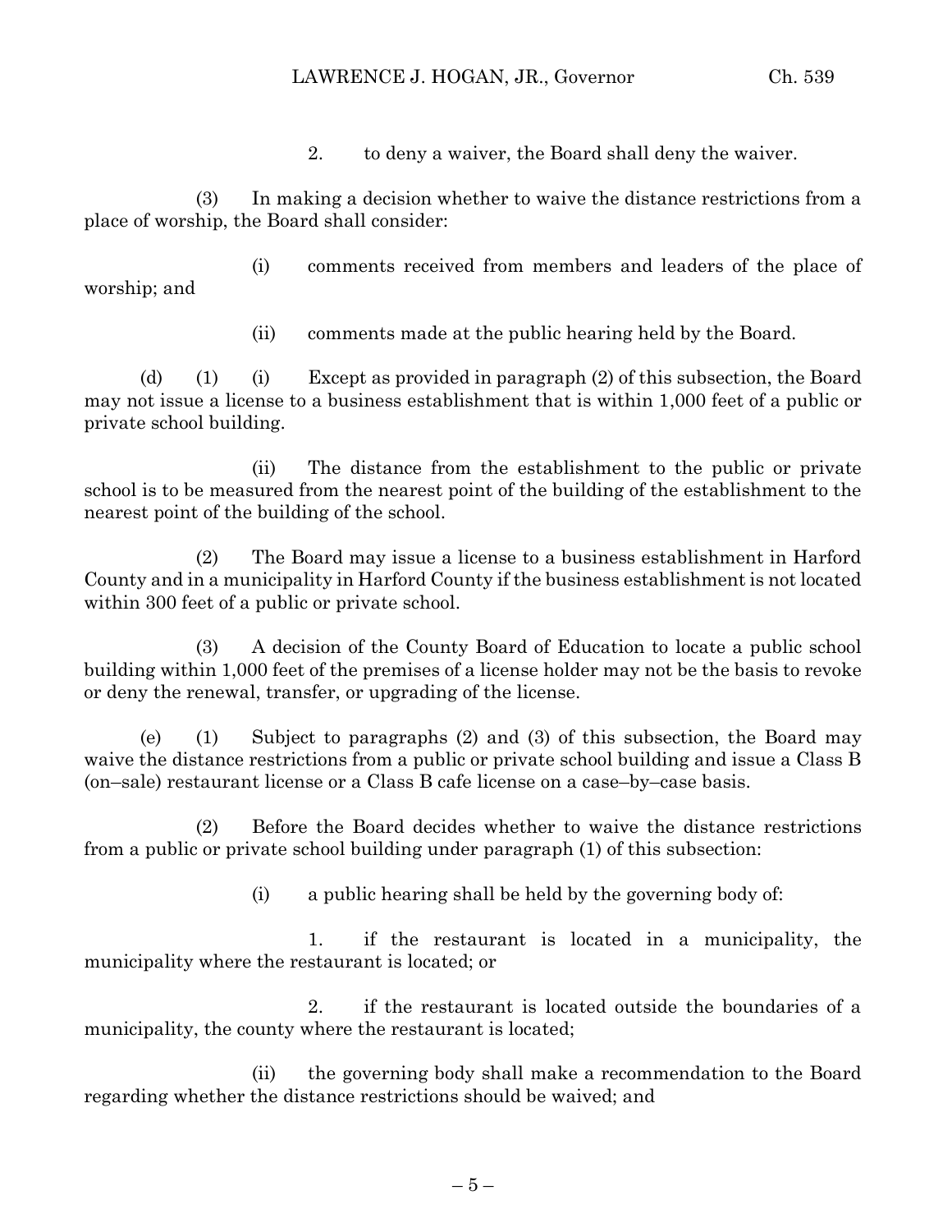2. to deny a waiver, the Board shall deny the waiver.

(3) In making a decision whether to waive the distance restrictions from a place of worship, the Board shall consider:

(i) comments received from members and leaders of the place of worship; and

(ii) comments made at the public hearing held by the Board.

(d) (1) (i) Except as provided in paragraph (2) of this subsection, the Board may not issue a license to a business establishment that is within 1,000 feet of a public or private school building.

(ii) The distance from the establishment to the public or private school is to be measured from the nearest point of the building of the establishment to the nearest point of the building of the school.

(2) The Board may issue a license to a business establishment in Harford County and in a municipality in Harford County if the business establishment is not located within 300 feet of a public or private school.

(3) A decision of the County Board of Education to locate a public school building within 1,000 feet of the premises of a license holder may not be the basis to revoke or deny the renewal, transfer, or upgrading of the license.

(e) (1) Subject to paragraphs (2) and (3) of this subsection, the Board may waive the distance restrictions from a public or private school building and issue a Class B (on–sale) restaurant license or a Class B cafe license on a case–by–case basis.

(2) Before the Board decides whether to waive the distance restrictions from a public or private school building under paragraph (1) of this subsection:

(i) a public hearing shall be held by the governing body of:

1. if the restaurant is located in a municipality, the municipality where the restaurant is located; or

2. if the restaurant is located outside the boundaries of a municipality, the county where the restaurant is located;

(ii) the governing body shall make a recommendation to the Board regarding whether the distance restrictions should be waived; and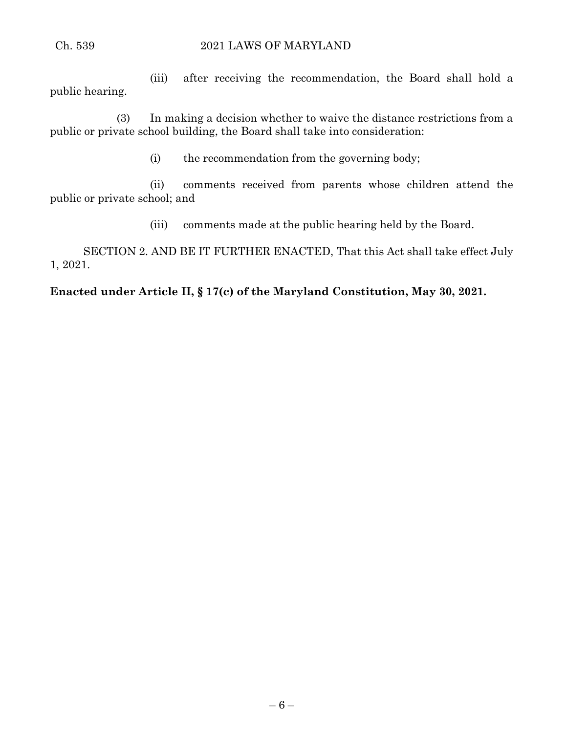(iii) after receiving the recommendation, the Board shall hold a public hearing.

(3) In making a decision whether to waive the distance restrictions from a public or private school building, the Board shall take into consideration:

(i) the recommendation from the governing body;

(ii) comments received from parents whose children attend the public or private school; and

(iii) comments made at the public hearing held by the Board.

SECTION 2. AND BE IT FURTHER ENACTED, That this Act shall take effect July 1, 2021.

**Enacted under Article II, § 17(c) of the Maryland Constitution, May 30, 2021.**